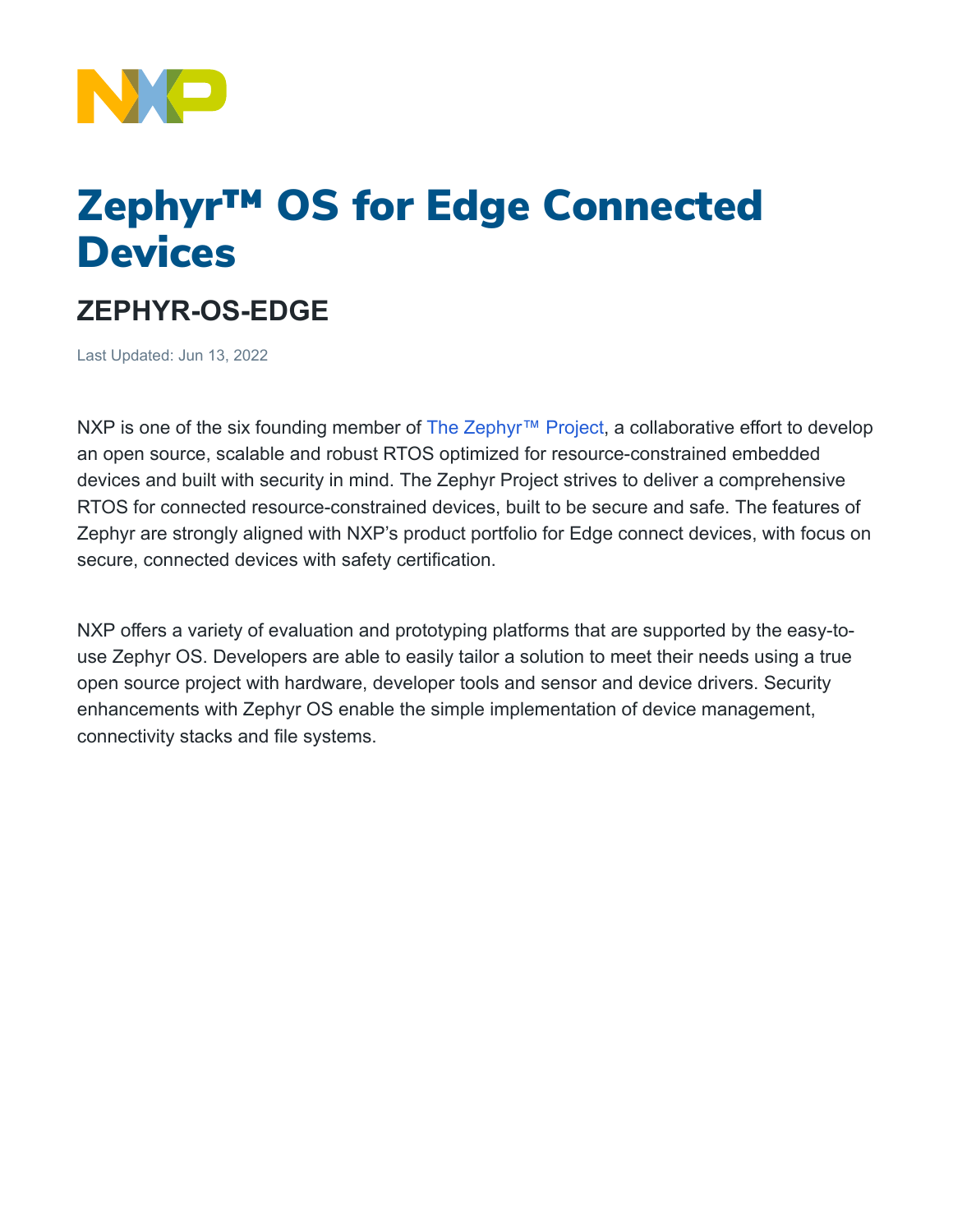# Zephyr™ OS for Edge Connected Devices

## ZEPHYR-OS-EDGE

Last Updated: Jun 13, 2022

NXP is one of the six founding member of The Zephyr™ Project, a collaborative effort to develop an open source, scalable and robust RTOS optimized for resource-constrained embedded devices and built with security in mind. The Zephyr Project strives to deliver a comprehensive RTOS for connected resource-constrained devices, built to be secure and safe. The features of Zephyr are strongly aligned with NXP's product portfolio for Edge connect devices, with focus on secure, connected devices with safety certification.

NXP offers a variety of evaluation and prototyping platforms that are supported by the easy-to-use Zephyr OS. Developers are able to easily tailor a solution to meet their needs using a true open source project with hardware, developer tools and sensor and device drivers. Security enhancements with Zephyr OS enable the simple implementation of device management, connectivity stacks and file systems.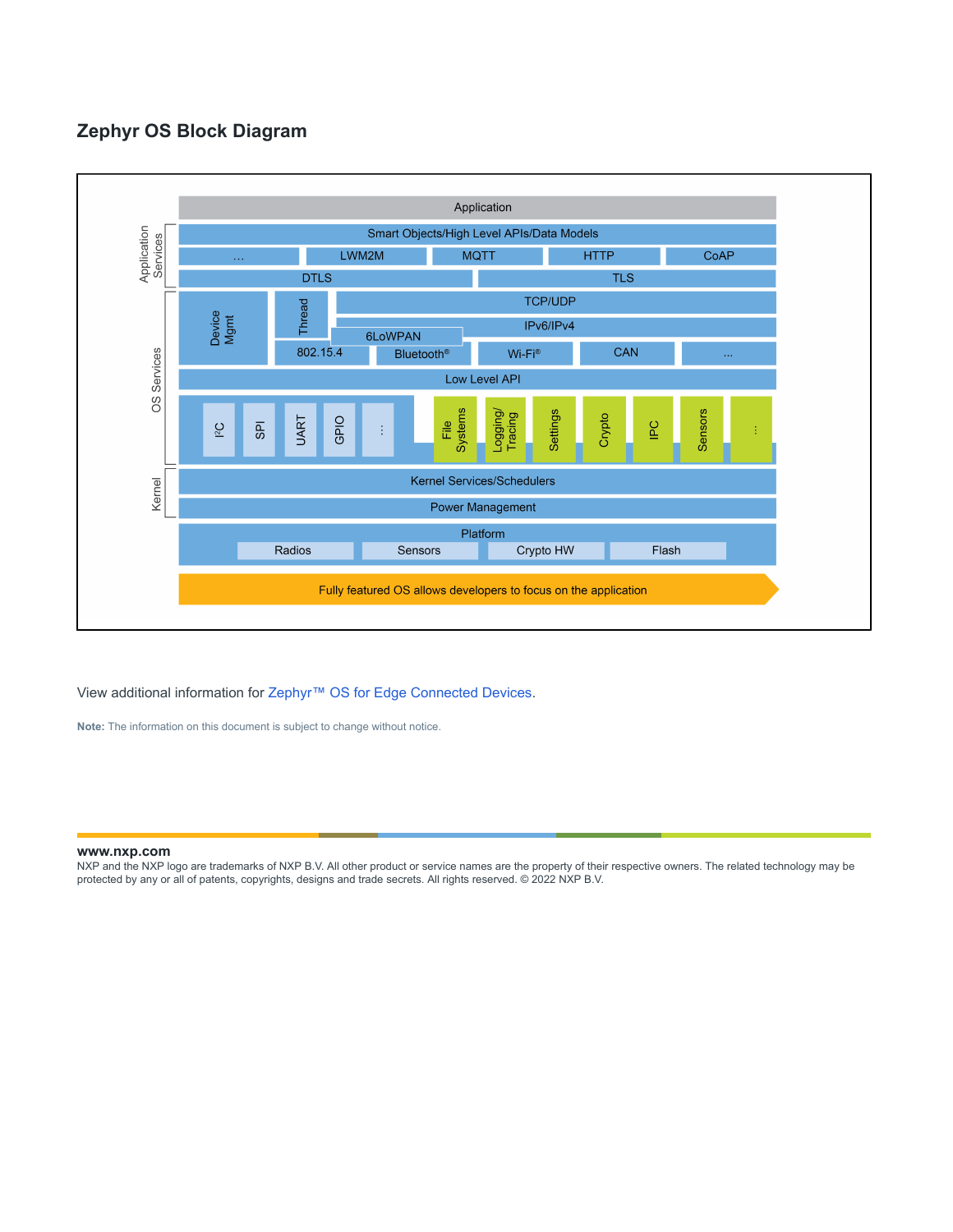## Zephyr OS Block Diagram

Application

Application Services

Smart Objects/High Level APIs/Data Models

… LWM2M MQTT HTTP CoAP

DTLS TLS

OS Services

Device Mgmt

Thread

TCP/UDP

IPv6/IPv4

6LoWPAN

802.15.4 Bluetooth® Wi-Fi® CAN …

Low Level API

I²C SPI UART GPIO …

File Systems Logging/ Tracing Settings Crypto IPC Sensors …

Kernel

Kernel Services/Schedulers

Power Management

Platform

Radios Sensors Crypto HW Flash

Fully featured OS allows developers to focus on the application

View additional information for Zephyr™ OS for Edge Connected Devices.

**Note:** The information on this document is subject to change without notice.

**www.nxp.com**

NXP and the NXP logo are trademarks of NXP B.V. All other product or service names are the property of their respective owners. The related technology may be protected by any or all of patents, copyrights, designs and trade secrets. All rights reserved. © 2022 NXP B.V.